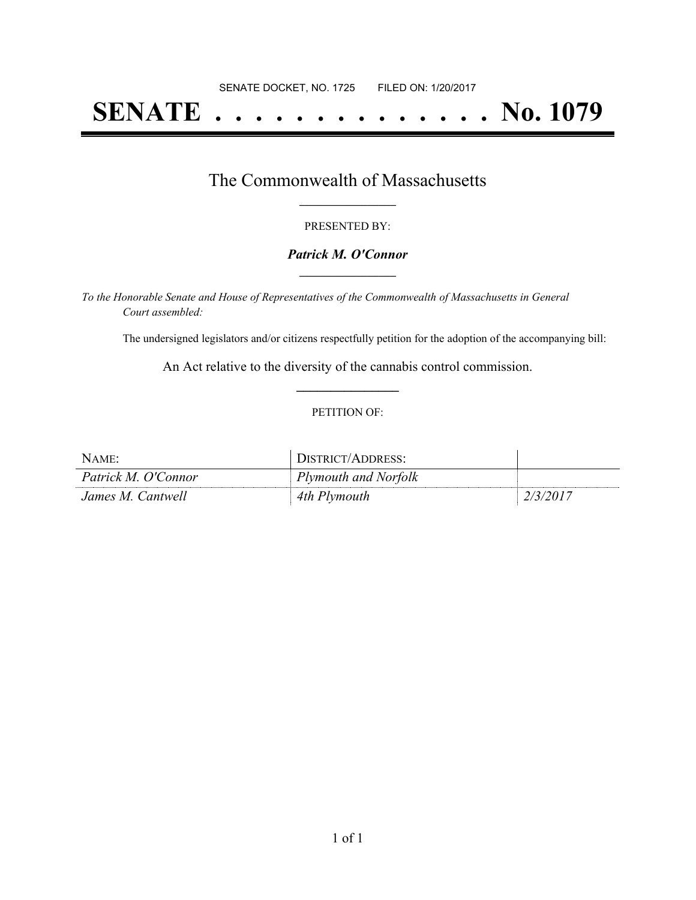SENATE DOCKET, NO. 1725        FILED ON: 1/20/2017

# SENATE . . . . . . . . . . . . . . . No. 1079

## The Commonwealth of Massachusetts

PRESENTED BY:

***Patrick M. O'Connor***

*To the Honorable Senate and House of Representatives of the Commonwealth of Massachusetts in General Court assembled:*

The undersigned legislators and/or citizens respectfully petition for the adoption of the accompanying bill:

An Act relative to the diversity of the cannabis control commission.

PETITION OF:

| NAME: | DISTRICT/ADDRESS: | |
|---|---|---|
| *Patrick M. O'Connor* | *Plymouth and Norfolk* | |
| *James M. Cantwell* | *4th Plymouth* | *2/3/2017* |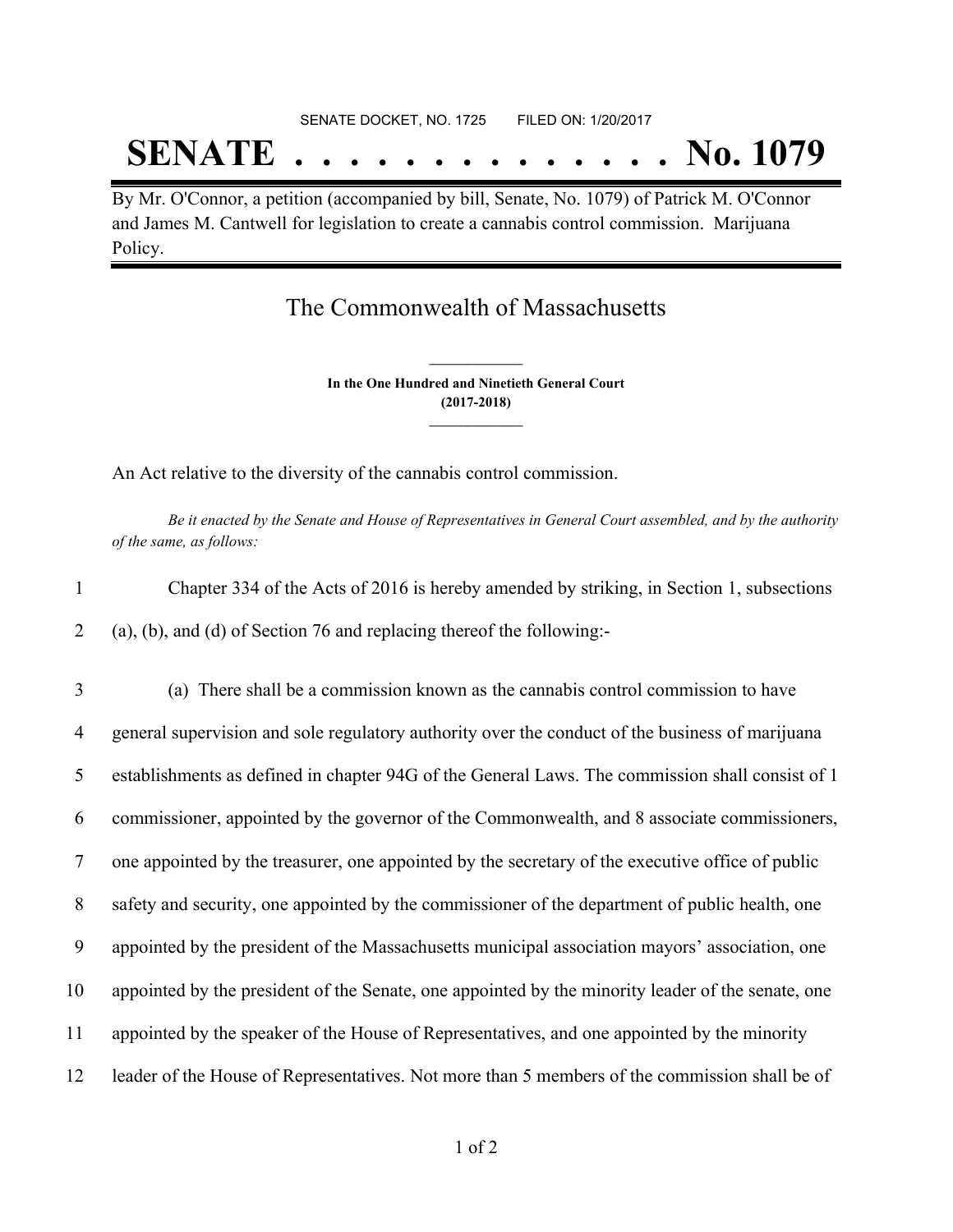SENATE DOCKET, NO. 1725        FILED ON: 1/20/2017

# SENATE . . . . . . . . . . . . . . No. 1079

By Mr. O'Connor, a petition (accompanied by bill, Senate, No. 1079) of Patrick M. O'Connor and James M. Cantwell for legislation to create a cannabis control commission. Marijuana Policy.

## The Commonwealth of Massachusetts

**In the One Hundred and Ninetieth General Court**
**(2017-2018)**

An Act relative to the diversity of the cannabis control commission.

*Be it enacted by the Senate and House of Representatives in General Court assembled, and by the authority of the same, as follows:*

1 Chapter 334 of the Acts of 2016 is hereby amended by striking, in Section 1, subsections
2 (a), (b), and (d) of Section 76 and replacing thereof the following:-

3 (a) There shall be a commission known as the cannabis control commission to have
4 general supervision and sole regulatory authority over the conduct of the business of marijuana
5 establishments as defined in chapter 94G of the General Laws. The commission shall consist of 1
6 commissioner, appointed by the governor of the Commonwealth, and 8 associate commissioners,
7 one appointed by the treasurer, one appointed by the secretary of the executive office of public
8 safety and security, one appointed by the commissioner of the department of public health, one
9 appointed by the president of the Massachusetts municipal association mayors' association, one
10 appointed by the president of the Senate, one appointed by the minority leader of the senate, one
11 appointed by the speaker of the House of Representatives, and one appointed by the minority
12 leader of the House of Representatives. Not more than 5 members of the commission shall be of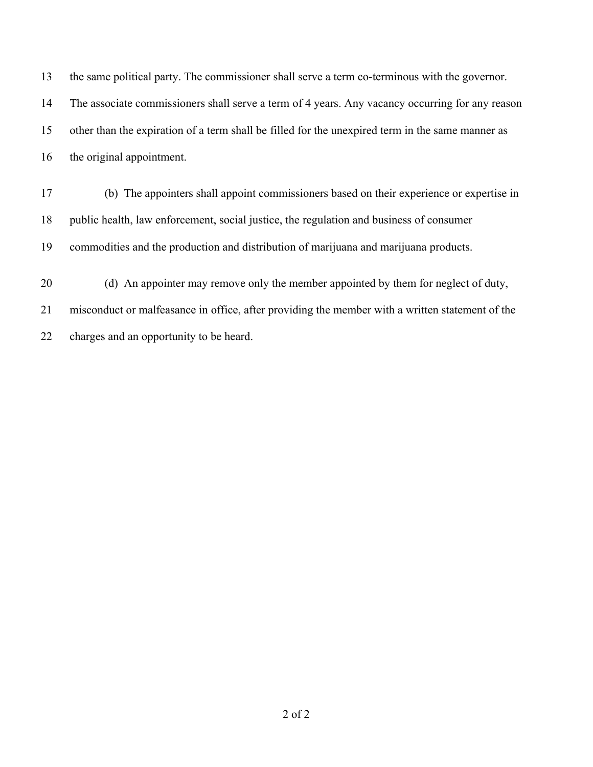the same political party. The commissioner shall serve a term co-terminous with the governor. The associate commissioners shall serve a term of 4 years. Any vacancy occurring for any reason other than the expiration of a term shall be filled for the unexpired term in the same manner as the original appointment.

(b) The appointers shall appoint commissioners based on their experience or expertise in public health, law enforcement, social justice, the regulation and business of consumer commodities and the production and distribution of marijuana and marijuana products.

(d) An appointer may remove only the member appointed by them for neglect of duty, misconduct or malfeasance in office, after providing the member with a written statement of the charges and an opportunity to be heard.